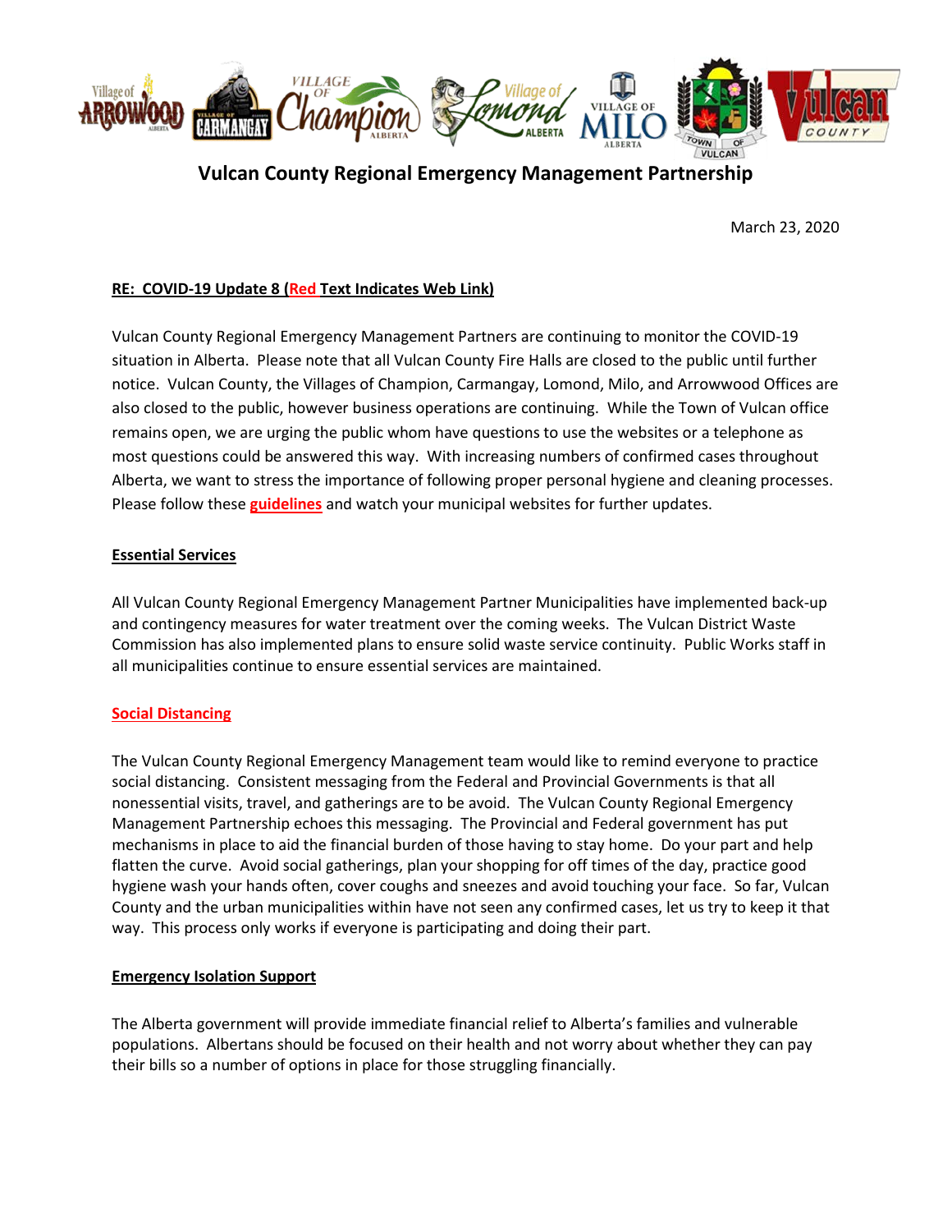# Vulcan County Regional Emergency Management Partnership

March 23, 2020

**RE: COVID-19 Update 8 (Red Text Indicates Web Link)**

Vulcan County Regional Emergency Management Partners are continuing to monitor the COVID-19 situation in Alberta. Please note that all Vulcan County Fire Halls are closed to the public until further notice. Vulcan County, the Villages of Champion, Carmangay, Lomond, Milo, and Arrowwood Offices are also closed to the public, however business operations are continuing. While the Town of Vulcan office remains open, we are urging the public whom have questions to use the websites or a telephone as most questions could be answered this way. With increasing numbers of confirmed cases throughout Alberta, we want to stress the importance of following proper personal hygiene and cleaning processes. Please follow these **guidelines** and watch your municipal websites for further updates.

## Essential Services

All Vulcan County Regional Emergency Management Partner Municipalities have implemented back-up and contingency measures for water treatment over the coming weeks. The Vulcan District Waste Commission has also implemented plans to ensure solid waste service continuity. Public Works staff in all municipalities continue to ensure essential services are maintained.

## Social Distancing

The Vulcan County Regional Emergency Management team would like to remind everyone to practice social distancing. Consistent messaging from the Federal and Provincial Governments is that all nonessential visits, travel, and gatherings are to be avoid. The Vulcan County Regional Emergency Management Partnership echoes this messaging. The Provincial and Federal government has put mechanisms in place to aid the financial burden of those having to stay home. Do your part and help flatten the curve. Avoid social gatherings, plan your shopping for off times of the day, practice good hygiene wash your hands often, cover coughs and sneezes and avoid touching your face. So far, Vulcan County and the urban municipalities within have not seen any confirmed cases, let us try to keep it that way. This process only works if everyone is participating and doing their part.

## Emergency Isolation Support

The Alberta government will provide immediate financial relief to Alberta's families and vulnerable populations. Albertans should be focused on their health and not worry about whether they can pay their bills so a number of options in place for those struggling financially.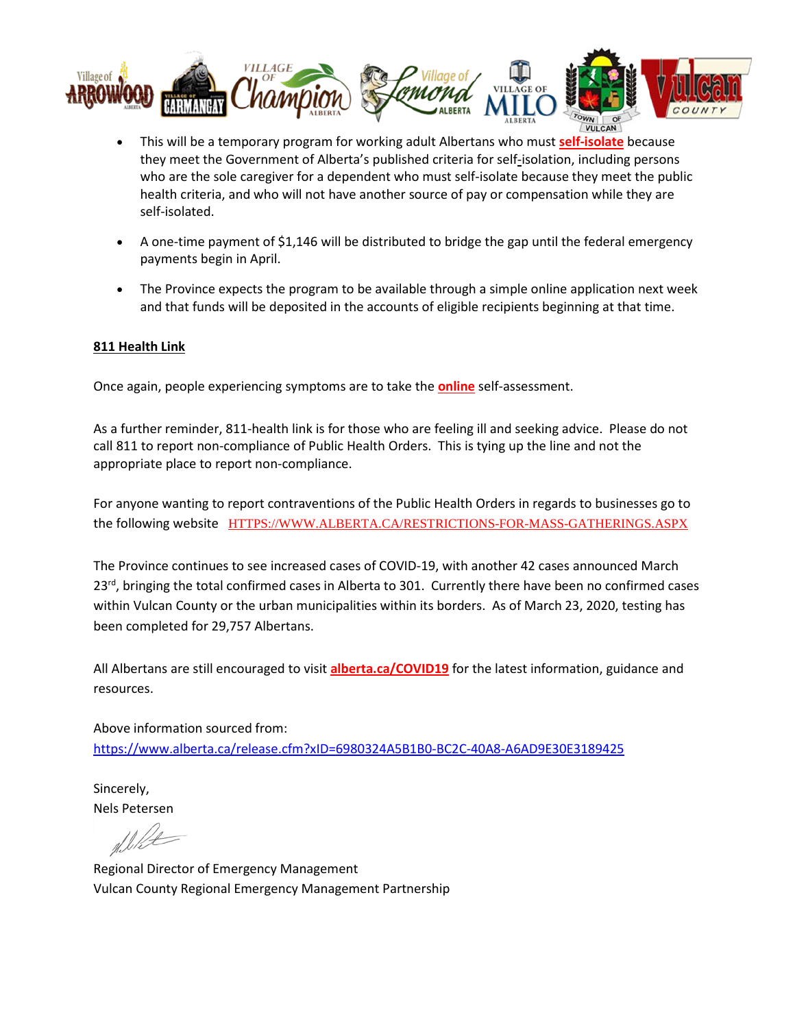- This will be a temporary program for working adult Albertans who must **self-isolate** because they meet the Government of Alberta's published criteria for self-isolation, including persons who are the sole caregiver for a dependent who must self-isolate because they meet the public health criteria, and who will not have another source of pay or compensation while they are self-isolated.
- A one-time payment of $1,146 will be distributed to bridge the gap until the federal emergency payments begin in April.
- The Province expects the program to be available through a simple online application next week and that funds will be deposited in the accounts of eligible recipients beginning at that time.

**811 Health Link**

Once again, people experiencing symptoms are to take the **online** self-assessment.

As a further reminder, 811-health link is for those who are feeling ill and seeking advice. Please do not call 811 to report non-compliance of Public Health Orders. This is tying up the line and not the appropriate place to report non-compliance.

For anyone wanting to report contraventions of the Public Health Orders in regards to businesses go to the following website HTTPS://WWW.ALBERTA.CA/RESTRICTIONS-FOR-MASS-GATHERINGS.ASPX

The Province continues to see increased cases of COVID-19, with another 42 cases announced March 23rd, bringing the total confirmed cases in Alberta to 301. Currently there have been no confirmed cases within Vulcan County or the urban municipalities within its borders. As of March 23, 2020, testing has been completed for 29,757 Albertans.

All Albertans are still encouraged to visit **alberta.ca/COVID19** for the latest information, guidance and resources.

Above information sourced from:
https://www.alberta.ca/release.cfm?xID=6980324A5B1B0-BC2C-40A8-A6AD9E30E3189425

Sincerely,
Nels Petersen

Regional Director of Emergency Management
Vulcan County Regional Emergency Management Partnership